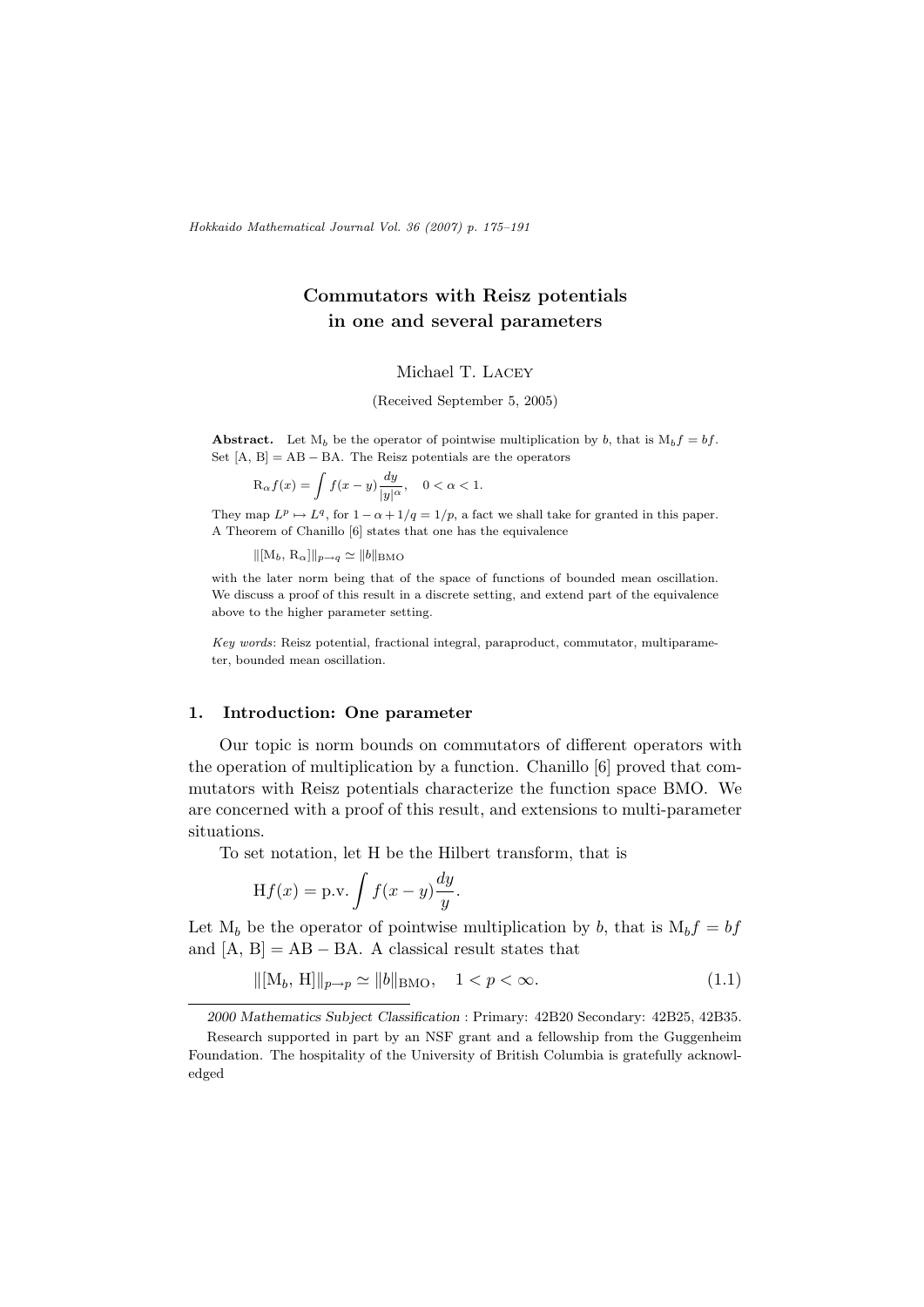# Commutators with Reisz potentials in one and several parameters

Michael T. Lacey

(Received September 5, 2005)

**Abstract.** Let $\mathrm{M}_b$ be the operator of pointwise multiplication by $b$, that is $\mathrm{M}_b f = bf$. Set $[\mathrm{A}, \mathrm{B}] = \mathrm{AB} - \mathrm{BA}$. The Reisz potentials are the operators

$$\mathrm{R}_\alpha f(x) = \int f(x-y)\frac{dy}{|y|^\alpha}, \quad 0 < \alpha < 1.$$

They map $L^p \mapsto L^q$, for $1 - \alpha + 1/q = 1/p$, a fact we shall take for granted in this paper. A Theorem of Chanillo [6] states that one has the equivalence

$$\|[\mathrm{M}_b, \mathrm{R}_\alpha]\|_{p\to q} \simeq \|b\|_{\mathrm{BMO}}$$

with the later norm being that of the space of functions of bounded mean oscillation. We discuss a proof of this result in a discrete setting, and extend part of the equivalence above to the higher parameter setting.

*Key words*: Reisz potential, fractional integral, paraproduct, commutator, multiparameter, bounded mean oscillation.

## 1. Introduction: One parameter

Our topic is norm bounds on commutators of different operators with the operation of multiplication by a function. Chanillo [6] proved that commutators with Reisz potentials characterize the function space BMO. We are concerned with a proof of this result, and extensions to multi-parameter situations.

To set notation, let H be the Hilbert transform, that is

$$\mathrm{H}f(x) = \mathrm{p.v.}\int f(x-y)\frac{dy}{y}.$$

Let $\mathrm{M}_b$ be the operator of pointwise multiplication by $b$, that is $\mathrm{M}_b f = bf$ and $[\mathrm{A}, \mathrm{B}] = \mathrm{AB} - \mathrm{BA}$. A classical result states that

$$\|[\mathrm{M}_b, \mathrm{H}]\|_{p\to p} \simeq \|b\|_{\mathrm{BMO}}, \quad 1 < p < \infty. \tag{1.1}$$

---

*2000 Mathematics Subject Classification* : Primary: 42B20 Secondary: 42B25, 42B35.

Research supported in part by an NSF grant and a fellowship from the Guggenheim Foundation. The hospitality of the University of British Columbia is gratefully acknowledged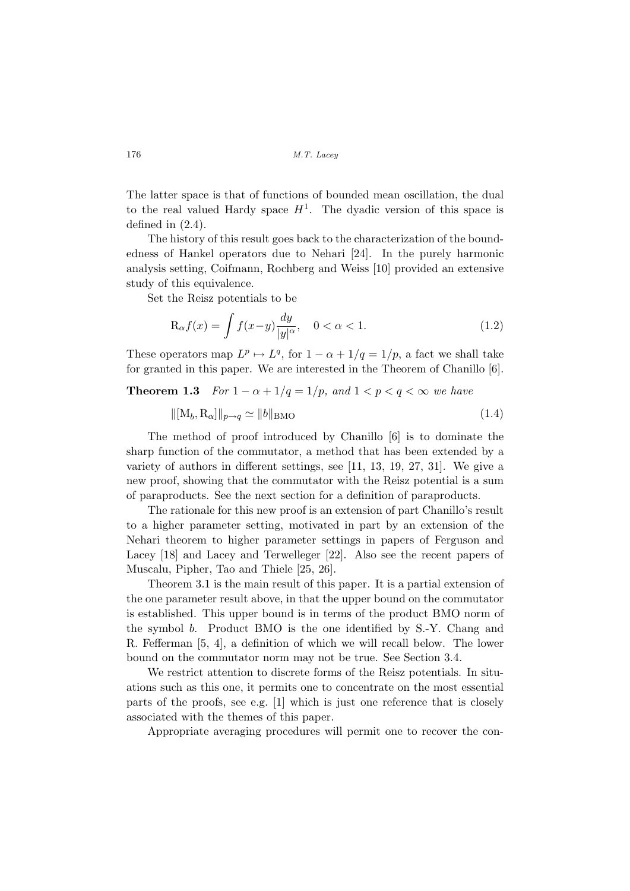The latter space is that of functions of bounded mean oscillation, the dual to the real valued Hardy space $H^1$. The dyadic version of this space is defined in (2.4).

The history of this result goes back to the characterization of the boundedness of Hankel operators due to Nehari [24]. In the purely harmonic analysis setting, Coifmann, Rochberg and Weiss [10] provided an extensive study of this equivalence.

Set the Reisz potentials to be

$$\mathrm{R}_\alpha f(x) = \int f(x-y)\frac{dy}{|y|^\alpha}, \quad 0 < \alpha < 1. \tag{1.2}$$

These operators map $L^p \mapsto L^q$, for $1-\alpha+1/q = 1/p$, a fact we shall take for granted in this paper. We are interested in the Theorem of Chanillo [6].

**Theorem 1.3** *For $1-\alpha+1/q = 1/p$, and $1 < p < q < \infty$ we have*

$$\|[\mathrm{M}_b, \mathrm{R}_\alpha]\|_{p\to q} \simeq \|b\|_{\mathrm{BMO}} \tag{1.4}$$

The method of proof introduced by Chanillo [6] is to dominate the sharp function of the commutator, a method that has been extended by a variety of authors in different settings, see [11, 13, 19, 27, 31]. We give a new proof, showing that the commutator with the Reisz potential is a sum of paraproducts. See the next section for a definition of paraproducts.

The rationale for this new proof is an extension of part Chanillo's result to a higher parameter setting, motivated in part by an extension of the Nehari theorem to higher parameter settings in papers of Ferguson and Lacey [18] and Lacey and Terwelleger [22]. Also see the recent papers of Muscalu, Pipher, Tao and Thiele [25, 26].

Theorem 3.1 is the main result of this paper. It is a partial extension of the one parameter result above, in that the upper bound on the commutator is established. This upper bound is in terms of the product BMO norm of the symbol $b$. Product BMO is the one identified by S.-Y. Chang and R. Fefferman [5, 4], a definition of which we will recall below. The lower bound on the commutator norm may not be true. See Section 3.4.

We restrict attention to discrete forms of the Reisz potentials. In situations such as this one, it permits one to concentrate on the most essential parts of the proofs, see e.g. [1] which is just one reference that is closely associated with the themes of this paper.

Appropriate averaging procedures will permit one to recover the con-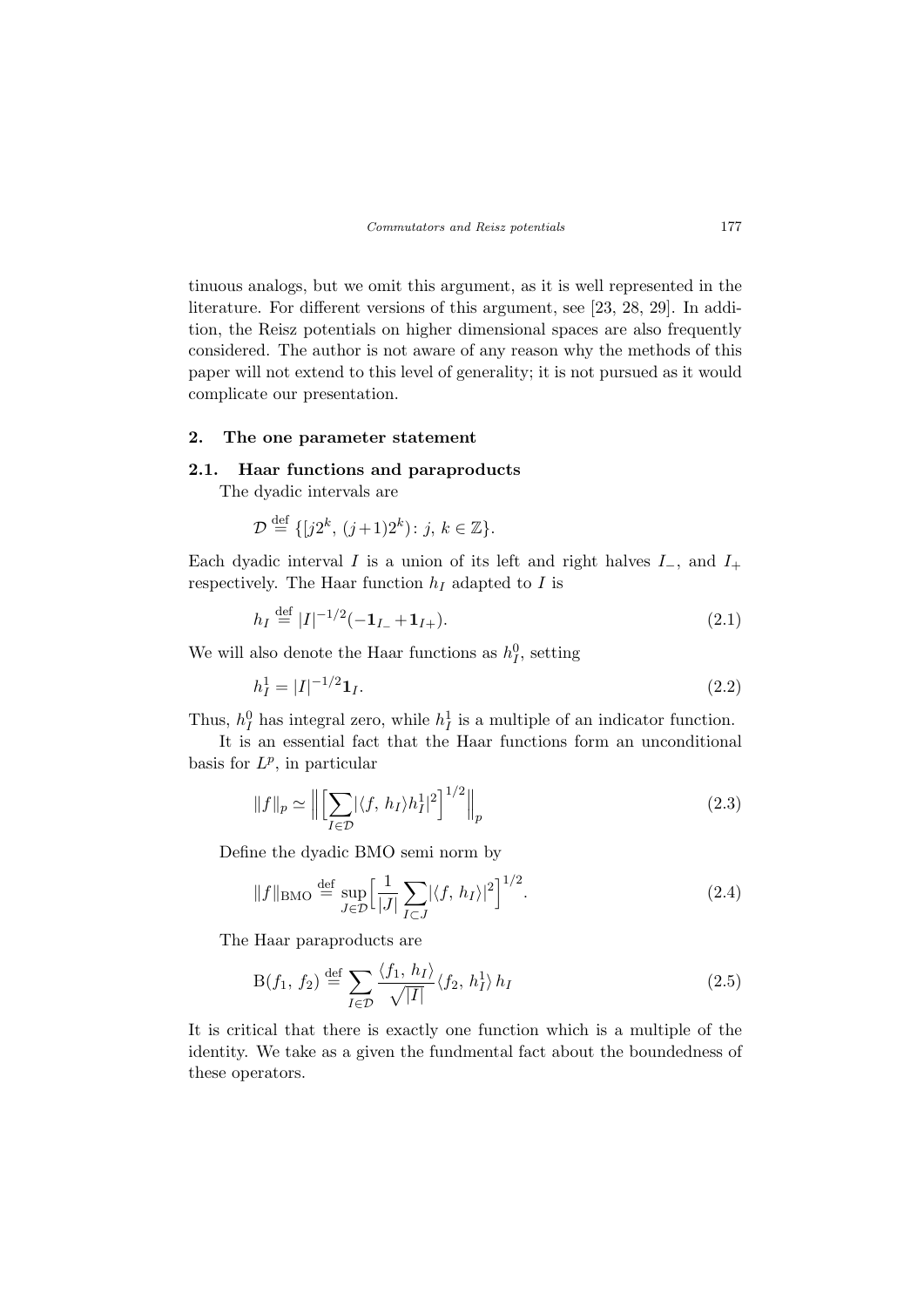tinuous analogs, but we omit this argument, as it is well represented in the literature. For different versions of this argument, see [23, 28, 29]. In addition, the Reisz potentials on higher dimensional spaces are also frequently considered. The author is not aware of any reason why the methods of this paper will not extend to this level of generality; it is not pursued as it would complicate our presentation.

## 2. The one parameter statement

### 2.1. Haar functions and paraproducts

The dyadic intervals are

$$\mathcal{D} \stackrel{\text{def}}{=} \{[j2^k,\,(j+1)2^k)\colon j,\,k \in \mathbb{Z}\}.$$

Each dyadic interval $I$ is a union of its left and right halves $I_-$, and $I_+$ respectively. The Haar function $h_I$ adapted to $I$ is

$$h_I \stackrel{\text{def}}{=} |I|^{-1/2}(-\mathbf{1}_{I_-} + \mathbf{1}_{I+}). \tag{2.1}$$

We will also denote the Haar functions as $h^0_I$, setting

$$h^1_I = |I|^{-1/2}\mathbf{1}_I. \tag{2.2}$$

Thus, $h^0_I$ has integral zero, while $h^1_I$ is a multiple of an indicator function.

It is an essential fact that the Haar functions form an unconditional basis for $L^p$, in particular

$$\|f\|_p \simeq \Big\| \Big[\sum_{I\in\mathcal{D}} |\langle f,\,h_I\rangle h^1_I|^2\Big]^{1/2}\Big\|_p \tag{2.3}$$

Define the dyadic BMO semi norm by

$$\|f\|_{\mathrm{BMO}} \stackrel{\text{def}}{=} \sup_{J\in\mathcal{D}} \Big[\frac{1}{|J|}\sum_{I\subset J} |\langle f,\,h_I\rangle|^2\Big]^{1/2}. \tag{2.4}$$

The Haar paraproducts are

$$\mathrm{B}(f_1,\,f_2) \stackrel{\text{def}}{=} \sum_{I\in\mathcal{D}} \frac{\langle f_1,\,h_I\rangle}{\sqrt{|I|}} \langle f_2,\,h^1_I\rangle\, h_I \tag{2.5}$$

It is critical that there is exactly one function which is a multiple of the identity. We take as a given the fundmental fact about the boundedness of these operators.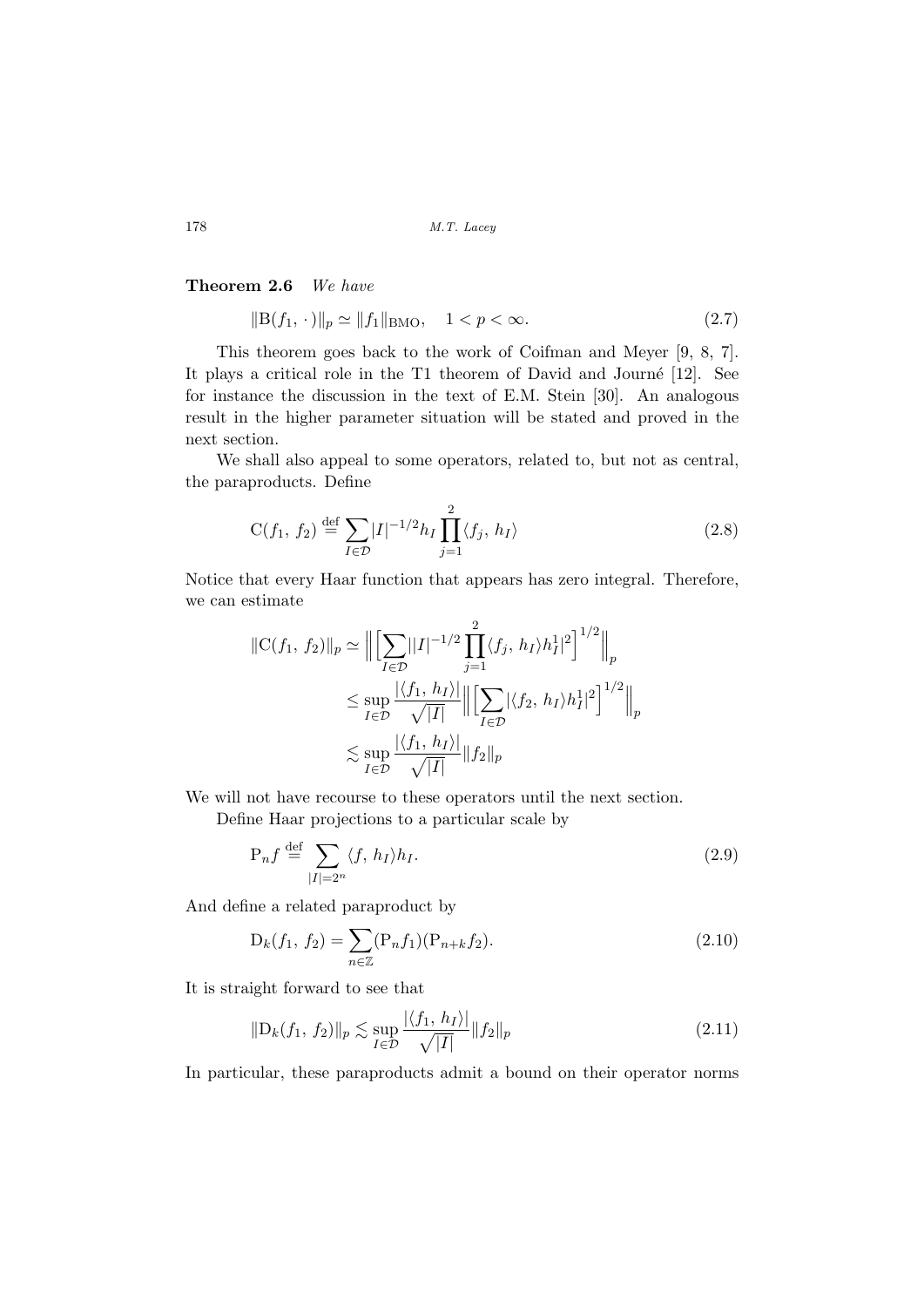**Theorem 2.6** *We have*

$$\|\mathrm{B}(f_1,\,\cdot\,)\|_p \simeq \|f_1\|_{\mathrm{BMO}}, \quad 1<p<\infty. \tag{2.7}$$

This theorem goes back to the work of Coifman and Meyer [9, 8, 7]. It plays a critical role in the T1 theorem of David and Journé [12]. See for instance the discussion in the text of E.M. Stein [30]. An analogous result in the higher parameter situation will be stated and proved in the next section.

We shall also appeal to some operators, related to, but not as central, the paraproducts. Define

$$\mathrm{C}(f_1,\,f_2) \stackrel{\mathrm{def}}{=} \sum_{I\in\mathcal{D}} |I|^{-1/2} h_I \prod_{j=1}^{2} \langle f_j,\,h_I\rangle \tag{2.8}$$

Notice that every Haar function that appears has zero integral. Therefore, we can estimate

$$\begin{aligned}
\|\mathrm{C}(f_1,\,f_2)\|_p &\simeq \Big\| \Big[ \sum_{I\in\mathcal{D}} | |I|^{-1/2} \prod_{j=1}^{2} \langle f_j,\,h_I\rangle h_I^1|^2 \Big]^{1/2} \Big\|_p \\
&\le \sup_{I\in\mathcal{D}} \frac{|\langle f_1,\,h_I\rangle|}{\sqrt{|I|}} \Big\| \Big[ \sum_{I\in\mathcal{D}} |\langle f_2,\,h_I\rangle h_I^1|^2 \Big]^{1/2} \Big\|_p \\
&\lesssim \sup_{I\in\mathcal{D}} \frac{|\langle f_1,\,h_I\rangle|}{\sqrt{|I|}} \|f_2\|_p
\end{aligned}$$

We will not have recourse to these operators until the next section.

Define Haar projections to a particular scale by

$$\mathrm{P}_n f \stackrel{\mathrm{def}}{=} \sum_{|I|=2^n} \langle f,\,h_I\rangle h_I. \tag{2.9}$$

And define a related paraproduct by

$$\mathrm{D}_k(f_1,\,f_2) = \sum_{n\in\mathbb{Z}} (\mathrm{P}_n f_1)(\mathrm{P}_{n+k} f_2). \tag{2.10}$$

It is straight forward to see that

$$\|\mathrm{D}_k(f_1,\,f_2)\|_p \lesssim \sup_{I\in\mathcal{D}} \frac{|\langle f_1,\,h_I\rangle|}{\sqrt{|I|}} \|f_2\|_p \tag{2.11}$$

In particular, these paraproducts admit a bound on their operator norms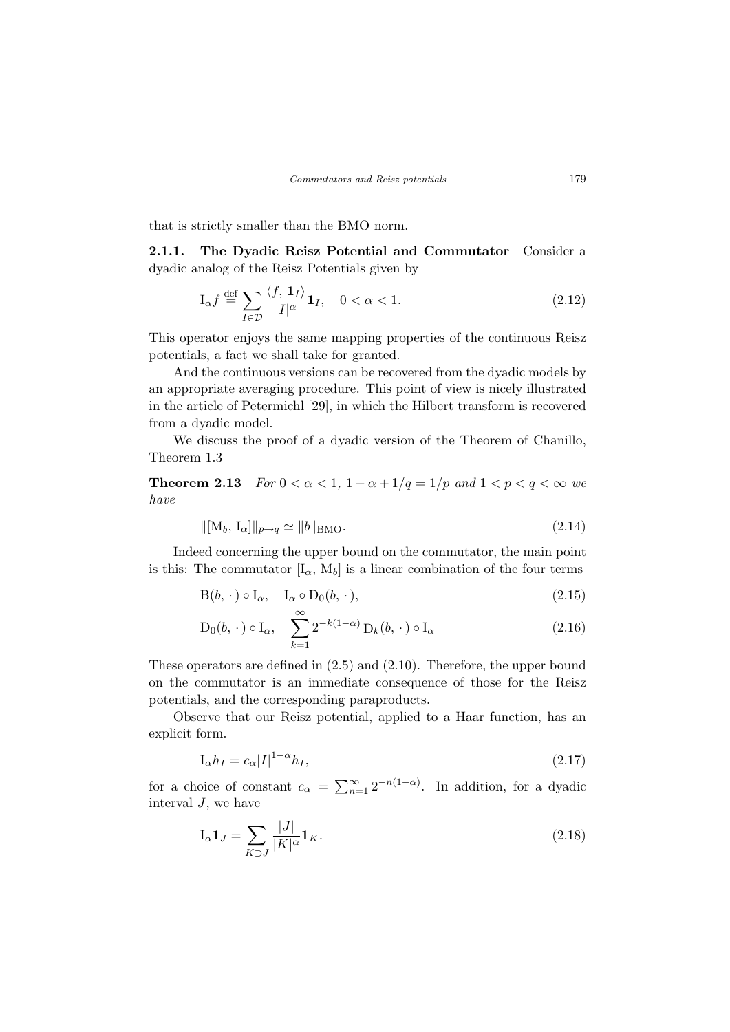that is strictly smaller than the BMO norm.

**2.1.1. The Dyadic Reisz Potential and Commutator** Consider a dyadic analog of the Reisz Potentials given by

$$\mathrm{I}_\alpha f \stackrel{\text{def}}{=} \sum_{I \in \mathcal{D}} \frac{\langle f, \mathbf{1}_I \rangle}{|I|^\alpha} \mathbf{1}_I, \quad 0 < \alpha < 1. \tag{2.12}$$

This operator enjoys the same mapping properties of the continuous Reisz potentials, a fact we shall take for granted.

And the continuous versions can be recovered from the dyadic models by an appropriate averaging procedure. This point of view is nicely illustrated in the article of Petermichl [29], in which the Hilbert transform is recovered from a dyadic model.

We discuss the proof of a dyadic version of the Theorem of Chanillo, Theorem 1.3

**Theorem 2.13** *For $0 < \alpha < 1$, $1 - \alpha + 1/q = 1/p$ and $1 < p < q < \infty$ we have*

$$\|[\mathrm{M}_b, \mathrm{I}_\alpha]\|_{p \to q} \simeq \|b\|_{\mathrm{BMO}}. \tag{2.14}$$

Indeed concerning the upper bound on the commutator, the main point is this: The commutator $[\mathrm{I}_\alpha, \mathrm{M}_b]$ is a linear combination of the four terms

$$\mathrm{B}(b, \cdot) \circ \mathrm{I}_\alpha, \quad \mathrm{I}_\alpha \circ \mathrm{D}_0(b, \cdot), \tag{2.15}$$

$$\mathrm{D}_0(b, \cdot) \circ \mathrm{I}_\alpha, \quad \sum_{k=1}^{\infty} 2^{-k(1-\alpha)} \, \mathrm{D}_k(b, \cdot) \circ \mathrm{I}_\alpha \tag{2.16}$$

These operators are defined in (2.5) and (2.10). Therefore, the upper bound on the commutator is an immediate consequence of those for the Reisz potentials, and the corresponding paraproducts.

Observe that our Reisz potential, applied to a Haar function, has an explicit form.

$$\mathrm{I}_\alpha h_I = c_\alpha |I|^{1-\alpha} h_I, \tag{2.17}$$

for a choice of constant $c_\alpha = \sum_{n=1}^{\infty} 2^{-n(1-\alpha)}$. In addition, for a dyadic interval $J$, we have

$$\mathrm{I}_\alpha \mathbf{1}_J = \sum_{K \supset J} \frac{|J|}{|K|^\alpha} \mathbf{1}_K. \tag{2.18}$$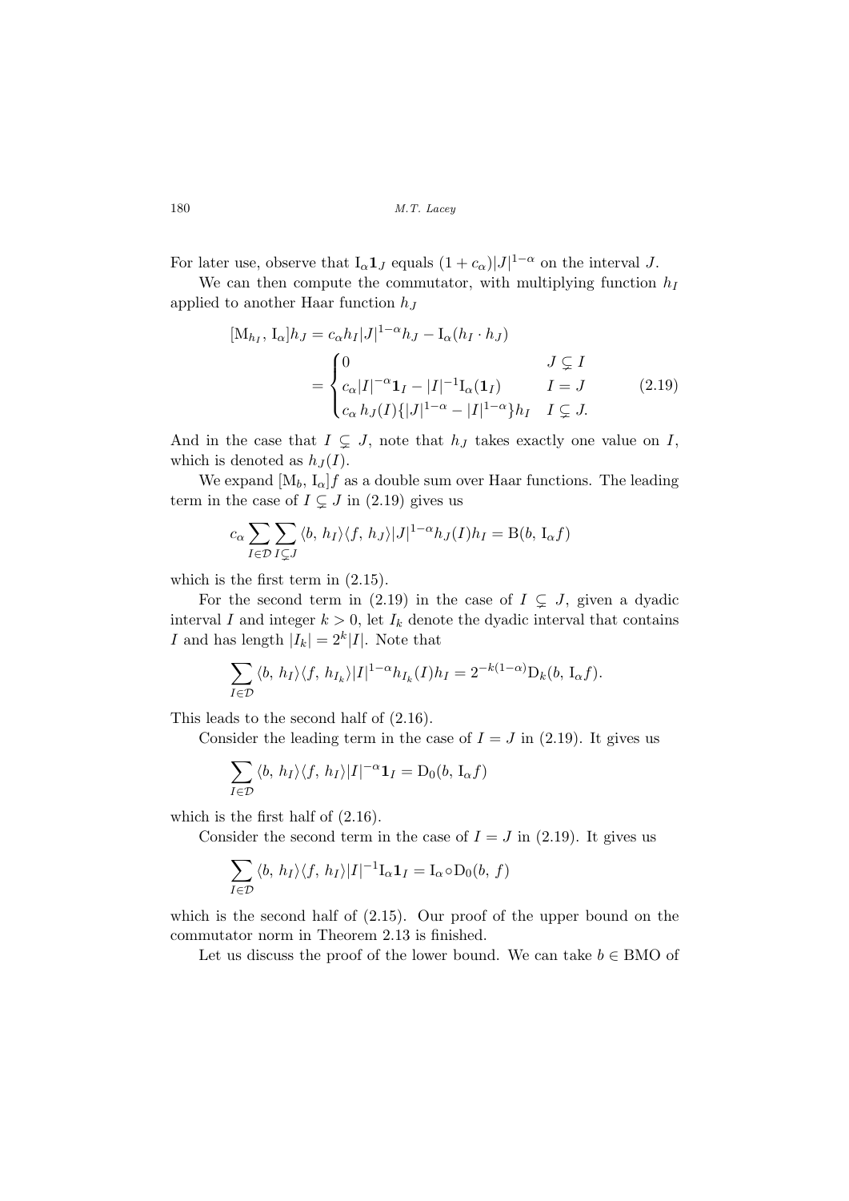For later use, observe that $\mathrm{I}_\alpha \mathbf{1}_J$ equals $(1+c_\alpha)|J|^{1-\alpha}$ on the interval $J$.

We can then compute the commutator, with multiplying function $h_I$ applied to another Haar function $h_J$

$$
\begin{aligned}
[\mathrm{M}_{h_I}, \mathrm{I}_\alpha]h_J &= c_\alpha h_I |J|^{1-\alpha} h_J - \mathrm{I}_\alpha(h_I \cdot h_J) \\
&= \begin{cases} 0 & J \subsetneq I \\ c_\alpha |I|^{-\alpha}\mathbf{1}_I - |I|^{-1}\mathrm{I}_\alpha(\mathbf{1}_I) & I = J \\ c_\alpha\, h_J(I)\{|J|^{1-\alpha} - |I|^{1-\alpha}\} h_I & I \subsetneq J. \end{cases}
\end{aligned}
\tag{2.19}
$$

And in the case that $I \subsetneq J$, note that $h_J$ takes exactly one value on $I$, which is denoted as $h_J(I)$.

We expand $[\mathrm{M}_b, \mathrm{I}_\alpha]f$ as a double sum over Haar functions. The leading term in the case of $I \subsetneq J$ in (2.19) gives us

$$
c_\alpha \sum_{I\in\mathcal{D}} \sum_{I \subsetneq J} \langle b,\, h_I\rangle \langle f,\, h_J\rangle |J|^{1-\alpha} h_J(I) h_I = \mathrm{B}(b,\, \mathrm{I}_\alpha f)
$$

which is the first term in (2.15).

For the second term in (2.19) in the case of $I \subsetneq J$, given a dyadic interval $I$ and integer $k > 0$, let $I_k$ denote the dyadic interval that contains $I$ and has length $|I_k| = 2^k |I|$. Note that

$$
\sum_{I\in\mathcal{D}} \langle b,\, h_I\rangle \langle f,\, h_{I_k}\rangle |I|^{1-\alpha} h_{I_k}(I) h_I = 2^{-k(1-\alpha)} \mathrm{D}_k(b,\, \mathrm{I}_\alpha f).
$$

This leads to the second half of (2.16).

Consider the leading term in the case of $I = J$ in (2.19). It gives us

$$
\sum_{I\in\mathcal{D}} \langle b,\, h_I\rangle \langle f,\, h_I\rangle |I|^{-\alpha} \mathbf{1}_I = \mathrm{D}_0(b,\, \mathrm{I}_\alpha f)
$$

which is the first half of (2.16).

Consider the second term in the case of $I = J$ in (2.19). It gives us

$$
\sum_{I\in\mathcal{D}} \langle b,\, h_I\rangle \langle f,\, h_I\rangle |I|^{-1} \mathrm{I}_\alpha \mathbf{1}_I = \mathrm{I}_\alpha \circ \mathrm{D}_0(b,\, f)
$$

which is the second half of (2.15). Our proof of the upper bound on the commutator norm in Theorem 2.13 is finished.

Let us discuss the proof of the lower bound. We can take $b \in \mathrm{BMO}$ of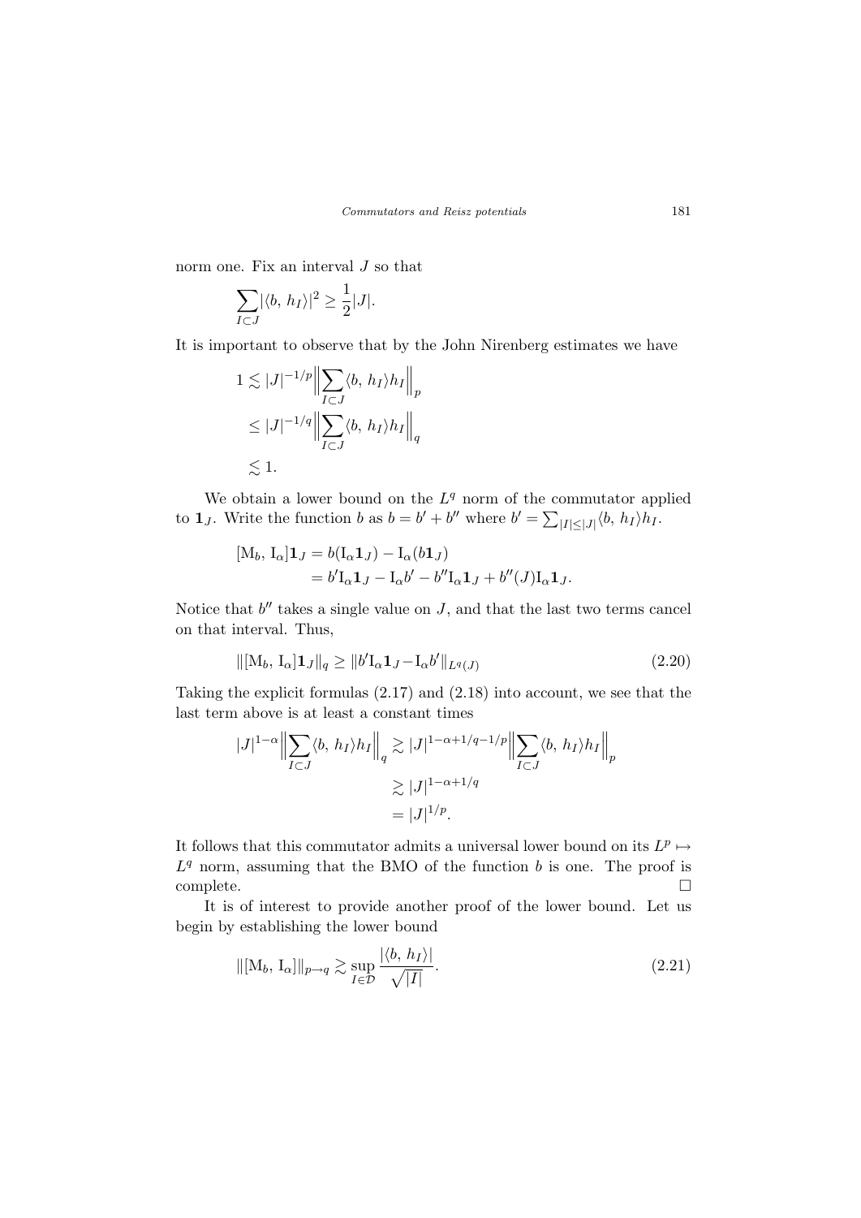norm one. Fix an interval $J$ so that

$$\sum_{I \subset J} |\langle b,\, h_I \rangle|^2 \geq \frac{1}{2}|J|.$$

It is important to observe that by the John Nirenberg estimates we have

$$\begin{aligned} 1 &\lesssim |J|^{-1/p} \Big\| \sum_{I \subset J} \langle b,\, h_I \rangle h_I \Big\|_p \\ &\leq |J|^{-1/q} \Big\| \sum_{I \subset J} \langle b,\, h_I \rangle h_I \Big\|_q \\ &\lesssim 1. \end{aligned}$$

We obtain a lower bound on the $L^q$ norm of the commutator applied to $\mathbf{1}_J$. Write the function $b$ as $b = b' + b''$ where $b' = \sum_{|I| \leq |J|} \langle b,\, h_I \rangle h_I$.

$$\begin{aligned} [\mathrm{M}_b,\, \mathrm{I}_\alpha]\mathbf{1}_J &= b(\mathrm{I}_\alpha \mathbf{1}_J) - \mathrm{I}_\alpha(b\mathbf{1}_J) \\ &= b' \mathrm{I}_\alpha \mathbf{1}_J - \mathrm{I}_\alpha b' - b'' \mathrm{I}_\alpha \mathbf{1}_J + b''(J) \mathrm{I}_\alpha \mathbf{1}_J. \end{aligned}$$

Notice that $b''$ takes a single value on $J$, and that the last two terms cancel on that interval. Thus,

$$\|[\mathrm{M}_b,\, \mathrm{I}_\alpha]\mathbf{1}_J\|_q \geq \|b' \mathrm{I}_\alpha \mathbf{1}_J - \mathrm{I}_\alpha b'\|_{L^q(J)} \tag{2.20}$$

Taking the explicit formulas (2.17) and (2.18) into account, we see that the last term above is at least a constant times

$$\begin{aligned} |J|^{1-\alpha} \Big\| \sum_{I \subset J} \langle b,\, h_I \rangle h_I \Big\|_q &\gtrsim |J|^{1-\alpha+1/q-1/p} \Big\| \sum_{I \subset J} \langle b,\, h_I \rangle h_I \Big\|_p \\ &\gtrsim |J|^{1-\alpha+1/q} \\ &= |J|^{1/p}. \end{aligned}$$

It follows that this commutator admits a universal lower bound on its $L^p \mapsto L^q$ norm, assuming that the BMO of the function $b$ is one. The proof is complete. $\square$

It is of interest to provide another proof of the lower bound. Let us begin by establishing the lower bound

$$\|[\mathrm{M}_b,\, \mathrm{I}_\alpha]\|_{p \to q} \gtrsim \sup_{I \in \mathcal{D}} \frac{|\langle b,\, h_I \rangle|}{\sqrt{|I|}}. \tag{2.21}$$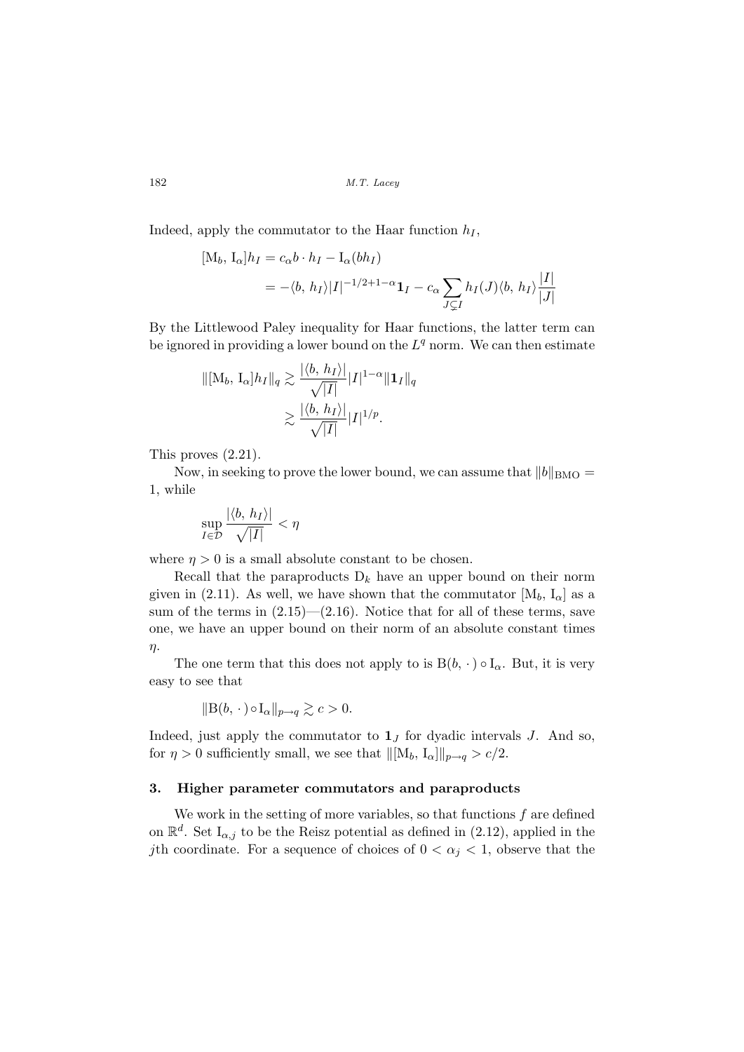Indeed, apply the commutator to the Haar function $h_I$,

$$
\begin{aligned}
[\mathrm{M}_b, \mathrm{I}_\alpha] h_I &= c_\alpha b \cdot h_I - \mathrm{I}_\alpha(b h_I) \\
&= -\langle b, h_I \rangle |I|^{-1/2+1-\alpha} \mathbf{1}_I - c_\alpha \sum_{J \subsetneq I} h_I(J) \langle b, h_I \rangle \frac{|I|}{|J|}
\end{aligned}
$$

By the Littlewood Paley inequality for Haar functions, the latter term can be ignored in providing a lower bound on the $L^q$ norm. We can then estimate

$$
\begin{aligned}
\| [\mathrm{M}_b, \mathrm{I}_\alpha] h_I \|_q &\gtrsim \frac{|\langle b, h_I \rangle|}{\sqrt{|I|}} |I|^{1-\alpha} \| \mathbf{1}_I \|_q \\
&\gtrsim \frac{|\langle b, h_I \rangle|}{\sqrt{|I|}} |I|^{1/p}.
\end{aligned}
$$

This proves (2.21).

Now, in seeking to prove the lower bound, we can assume that $\|b\|_{\mathrm{BMO}} = 1$, while

$$
\sup_{I \in \mathcal{D}} \frac{|\langle b, h_I \rangle|}{\sqrt{|I|}} < \eta
$$

where $\eta > 0$ is a small absolute constant to be chosen.

Recall that the paraproducts $\mathrm{D}_k$ have an upper bound on their norm given in (2.11). As well, we have shown that the commutator $[\mathrm{M}_b, \mathrm{I}_\alpha]$ as a sum of the terms in (2.15)—(2.16). Notice that for all of these terms, save one, we have an upper bound on their norm of an absolute constant times $\eta$.

The one term that this does not apply to is $\mathrm{B}(b, \cdot) \circ \mathrm{I}_\alpha$. But, it is very easy to see that

$$
\| \mathrm{B}(b, \cdot) \circ \mathrm{I}_\alpha \|_{p \to q} \gtrsim c > 0.
$$

Indeed, just apply the commutator to $\mathbf{1}_J$ for dyadic intervals $J$. And so, for $\eta > 0$ sufficiently small, we see that $\| [\mathrm{M}_b, \mathrm{I}_\alpha] \|_{p \to q} > c/2$.

## 3. Higher parameter commutators and paraproducts

We work in the setting of more variables, so that functions $f$ are defined on $\mathbb{R}^d$. Set $\mathrm{I}_{\alpha,j}$ to be the Reisz potential as defined in (2.12), applied in the $j$th coordinate. For a sequence of choices of $0 < \alpha_j < 1$, observe that the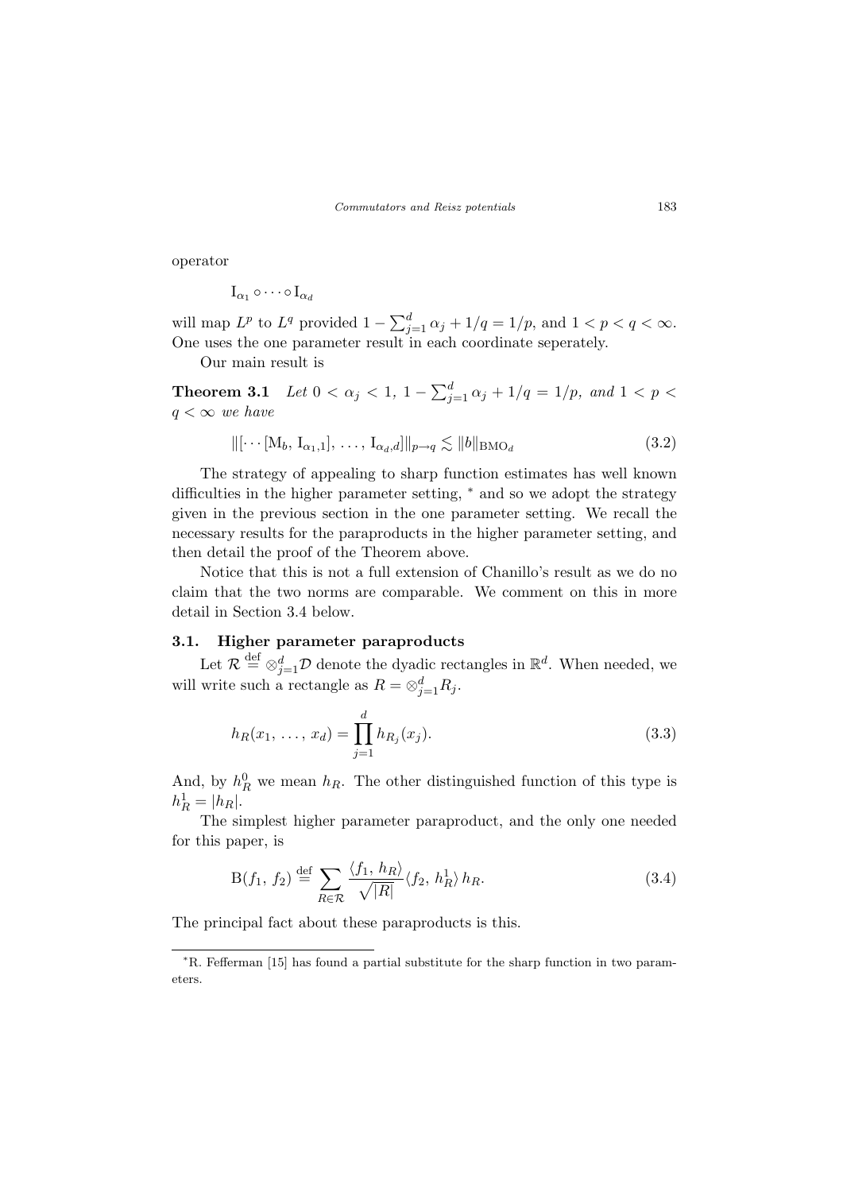operator

$$\mathrm{I}_{\alpha_1} \circ \cdots \circ \mathrm{I}_{\alpha_d}$$

will map $L^p$ to $L^q$ provided $1 - \sum_{j=1}^d \alpha_j + 1/q = 1/p$, and $1 < p < q < \infty$. One uses the one parameter result in each coordinate seperately.

Our main result is

**Theorem 3.1** *Let $0 < \alpha_j < 1$, $1 - \sum_{j=1}^d \alpha_j + 1/q = 1/p$, and $1 < p < q < \infty$ we have*

$$\|[\cdots[\mathrm{M}_b,\, \mathrm{I}_{\alpha_1,1}],\, \ldots,\, \mathrm{I}_{\alpha_d,d}]\|_{p \to q} \lesssim \|b\|_{\mathrm{BMO}_d} \tag{3.2}$$

The strategy of appealing to sharp function estimates has well known difficulties in the higher parameter setting, * and so we adopt the strategy given in the previous section in the one parameter setting. We recall the necessary results for the paraproducts in the higher parameter setting, and then detail the proof of the Theorem above.

Notice that this is not a full extension of Chanillo's result as we do no claim that the two norms are comparable. We comment on this in more detail in Section 3.4 below.

### 3.1. Higher parameter paraproducts

Let $\mathcal{R} \stackrel{\text{def}}{=} \otimes_{j=1}^d \mathcal{D}$ denote the dyadic rectangles in $\mathbb{R}^d$. When needed, we will write such a rectangle as $R = \otimes_{j=1}^d R_j$.

$$h_R(x_1,\, \ldots,\, x_d) = \prod_{j=1}^d h_{R_j}(x_j). \tag{3.3}$$

And, by $h_R^0$ we mean $h_R$. The other distinguished function of this type is $h_R^1 = |h_R|$.

The simplest higher parameter paraproduct, and the only one needed for this paper, is

$$\mathrm{B}(f_1,\, f_2) \stackrel{\text{def}}{=} \sum_{R \in \mathcal{R}} \frac{\langle f_1,\, h_R \rangle}{\sqrt{|R|}} \langle f_2,\, h_R^1 \rangle\, h_R. \tag{3.4}$$

The principal fact about these paraproducts is this.

---

*R. Fefferman [15] has found a partial substitute for the sharp function in two parameters.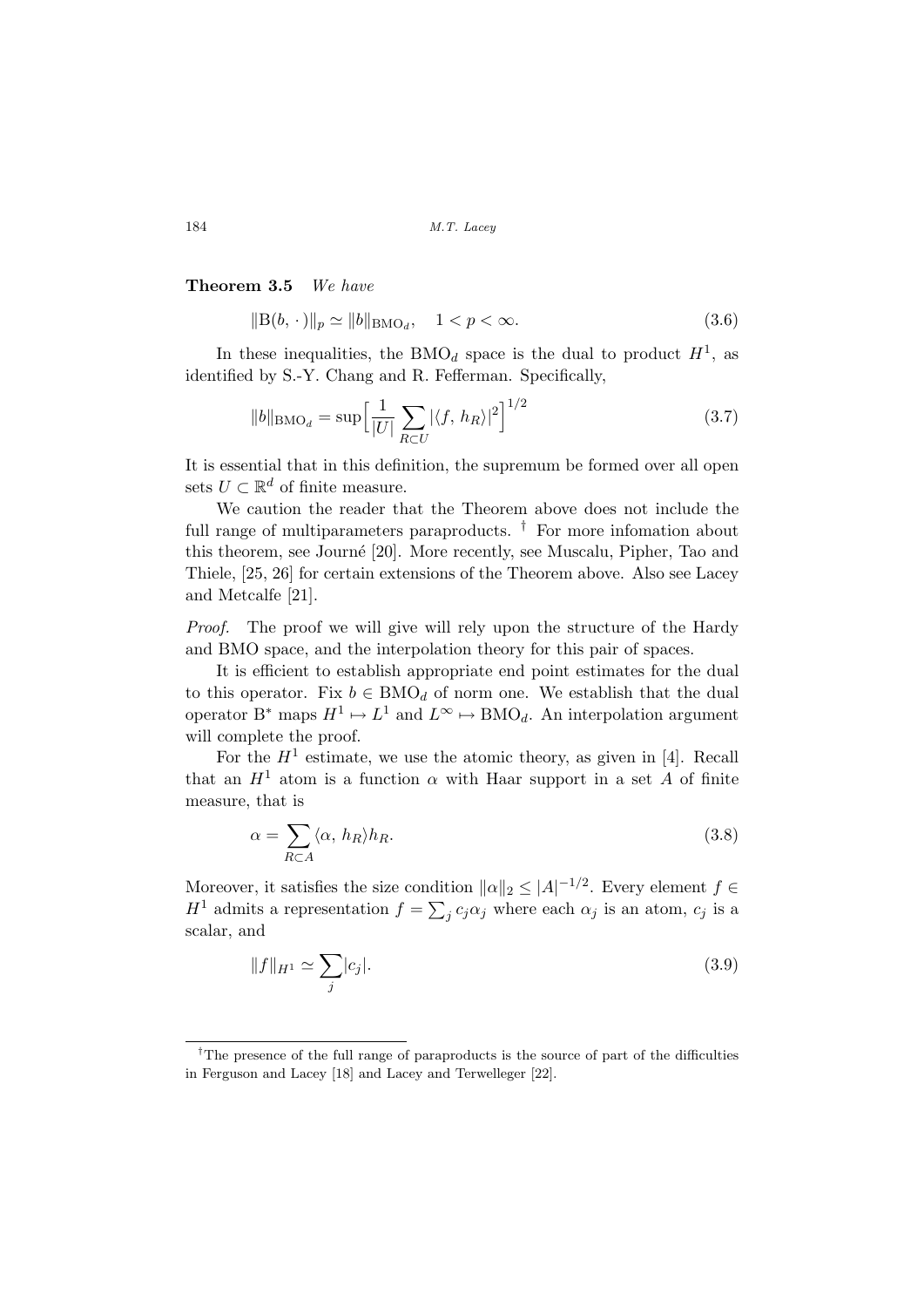**Theorem 3.5** *We have*

$$\|\mathrm{B}(b,\,\cdot\,)\|_p \simeq \|b\|_{\mathrm{BMO}_d}, \quad 1<p<\infty. \tag{3.6}$$

In these inequalities, the $\mathrm{BMO}_d$ space is the dual to product $H^1$, as identified by S.-Y. Chang and R. Fefferman. Specifically,

$$\|b\|_{\mathrm{BMO}_d} = \sup\Big[\frac{1}{|U|}\sum_{R\subset U}|\langle f,\,h_R\rangle|^2\Big]^{1/2} \tag{3.7}$$

It is essential that in this definition, the supremum be formed over all open sets $U\subset\mathbb{R}^d$ of finite measure.

We caution the reader that the Theorem above does not include the full range of multiparameters paraproducts. [†] For more infomation about this theorem, see Journé [20]. More recently, see Muscalu, Pipher, Tao and Thiele, [25, 26] for certain extensions of the Theorem above. Also see Lacey and Metcalfe [21].

*Proof.* The proof we will give will rely upon the structure of the Hardy and BMO space, and the interpolation theory for this pair of spaces.

It is efficient to establish appropriate end point estimates for the dual to this operator. Fix $b\in\mathrm{BMO}_d$ of norm one. We establish that the dual operator $\mathrm{B}^*$ maps $H^1\mapsto L^1$ and $L^\infty\mapsto\mathrm{BMO}_d$. An interpolation argument will complete the proof.

For the $H^1$ estimate, we use the atomic theory, as given in [4]. Recall that an $H^1$ atom is a function $\alpha$ with Haar support in a set $A$ of finite measure, that is

$$\alpha = \sum_{R\subset A}\langle\alpha,\,h_R\rangle h_R. \tag{3.8}$$

Moreover, it satisfies the size condition $\|\alpha\|_2\le|A|^{-1/2}$. Every element $f\in H^1$ admits a representation $f=\sum_j c_j\alpha_j$ where each $\alpha_j$ is an atom, $c_j$ is a scalar, and

$$\|f\|_{H^1}\simeq\sum_j|c_j|. \tag{3.9}$$

[†] The presence of the full range of paraproducts is the source of part of the difficulties in Ferguson and Lacey [18] and Lacey and Terwelleger [22].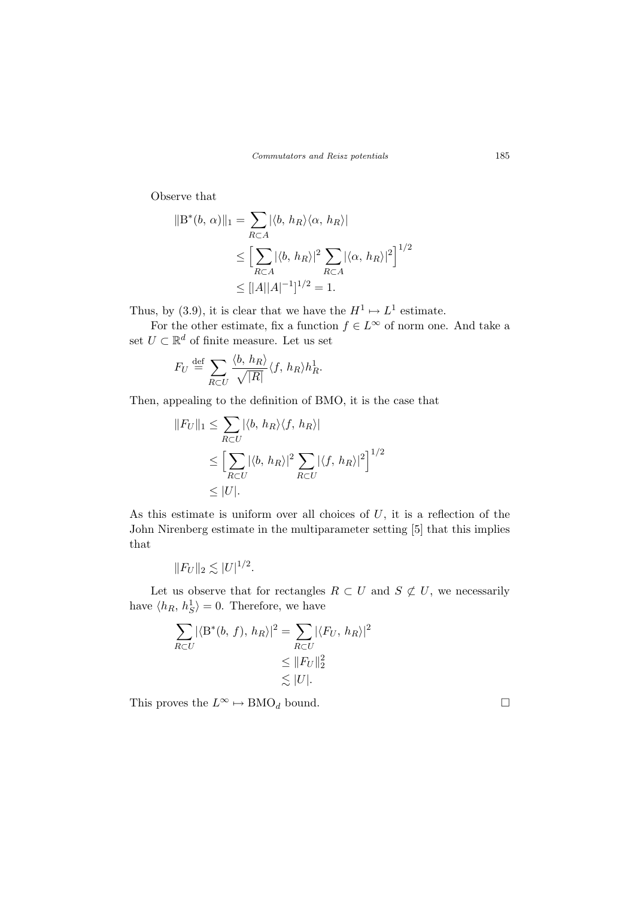Observe that

$$
\begin{aligned}
\|\mathrm{B}^*(b,\,\alpha)\|_1 &= \sum_{R\subset A} |\langle b,\,h_R\rangle\langle \alpha,\,h_R\rangle| \\
&\le \Big[\sum_{R\subset A} |\langle b,\,h_R\rangle|^2 \sum_{R\subset A} |\langle \alpha,\,h_R\rangle|^2\Big]^{1/2} \\
&\le [|A||A|^{-1}]^{1/2} = 1.
\end{aligned}
$$

Thus, by (3.9), it is clear that we have the $H^1 \mapsto L^1$ estimate.

For the other estimate, fix a function $f \in L^\infty$ of norm one. And take a set $U \subset \mathbb{R}^d$ of finite measure. Let us set

$$
F_U \stackrel{\text{def}}{=} \sum_{R\subset U} \frac{\langle b,\,h_R\rangle}{\sqrt{|R|}} \langle f,\,h_R\rangle h_R^1.
$$

Then, appealing to the definition of BMO, it is the case that

$$
\begin{aligned}
\|F_U\|_1 &\le \sum_{R\subset U} |\langle b,\,h_R\rangle\langle f,\,h_R\rangle| \\
&\le \Big[\sum_{R\subset U} |\langle b,\,h_R\rangle|^2 \sum_{R\subset U} |\langle f,\,h_R\rangle|^2\Big]^{1/2} \\
&\le |U|.
\end{aligned}
$$

As this estimate is uniform over all choices of $U$, it is a reflection of the John Nirenberg estimate in the multiparameter setting [5] that this implies that

$$
\|F_U\|_2 \lesssim |U|^{1/2}.
$$

Let us observe that for rectangles $R \subset U$ and $S \not\subset U$, we necessarily have $\langle h_R,\,h_S^1\rangle = 0$. Therefore, we have

$$
\begin{aligned}
\sum_{R\subset U} |\langle \mathrm{B}^*(b,\,f),\,h_R\rangle|^2 &= \sum_{R\subset U} |\langle F_U,\,h_R\rangle|^2 \\
&\le \|F_U\|_2^2 \\
&\lesssim |U|.
\end{aligned}
$$

This proves the $L^\infty \mapsto \mathrm{BMO}_d$ bound. $\square$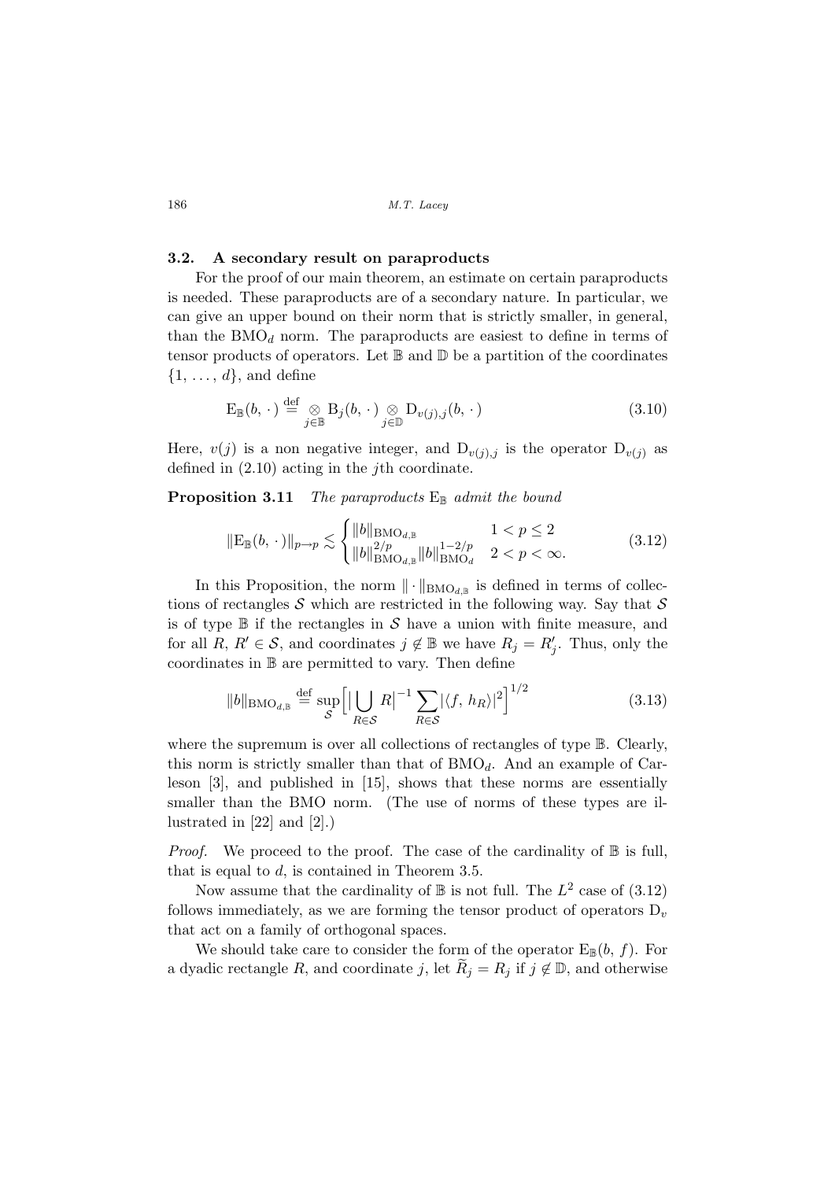### 3.2. A secondary result on paraproducts

For the proof of our main theorem, an estimate on certain paraproducts is needed. These paraproducts are of a secondary nature. In particular, we can give an upper bound on their norm that is strictly smaller, in general, than the $\mathrm{BMO}_d$ norm. The paraproducts are easiest to define in terms of tensor products of operators. Let $\mathbb{B}$ and $\mathbb{D}$ be a partition of the coordinates $\{1, \ldots, d\}$, and define

$$\mathrm{E}_{\mathbb{B}}(b, \cdot\,) \stackrel{\text{def}}{=} \underset{j\in\mathbb{B}}{\otimes} \mathrm{B}_j(b, \cdot\,) \underset{j\in\mathbb{D}}{\otimes} \mathrm{D}_{v(j),j}(b, \cdot\,) \tag{3.10}$$

Here, $v(j)$ is a non negative integer, and $\mathrm{D}_{v(j),j}$ is the operator $\mathrm{D}_{v(j)}$ as defined in (2.10) acting in the $j$th coordinate.

**Proposition 3.11** *The paraproducts* $\mathrm{E}_{\mathbb{B}}$ *admit the bound*

$$\|\mathrm{E}_{\mathbb{B}}(b, \cdot\,)\|_{p\to p} \lesssim \begin{cases} \|b\|_{\mathrm{BMO}_{d,\mathbb{B}}} & 1 < p \le 2 \\ \|b\|_{\mathrm{BMO}_{d,\mathbb{B}}}^{2/p} \|b\|_{\mathrm{BMO}_d}^{1-2/p} & 2 < p < \infty. \end{cases} \tag{3.12}$$

In this Proposition, the norm $\|\cdot\|_{\mathrm{BMO}_{d,\mathbb{B}}}$ is defined in terms of collections of rectangles $\mathcal{S}$ which are restricted in the following way. Say that $\mathcal{S}$ is of type $\mathbb{B}$ if the rectangles in $\mathcal{S}$ have a union with finite measure, and for all $R, R' \in \mathcal{S}$, and coordinates $j \notin \mathbb{B}$ we have $R_j = R'_j$. Thus, only the coordinates in $\mathbb{B}$ are permitted to vary. Then define

$$\|b\|_{\mathrm{BMO}_{d,\mathbb{B}}} \stackrel{\text{def}}{=} \sup_{\mathcal{S}} \Big[ \big| \bigcup_{R\in\mathcal{S}} R \big|^{-1} \sum_{R\in\mathcal{S}} |\langle f, h_R\rangle|^2 \Big]^{1/2} \tag{3.13}$$

where the supremum is over all collections of rectangles of type $\mathbb{B}$. Clearly, this norm is strictly smaller than that of $\mathrm{BMO}_d$. And an example of Carleson [3], and published in [15], shows that these norms are essentially smaller than the BMO norm. (The use of norms of these types are illustrated in [22] and [2].)

*Proof.* We proceed to the proof. The case of the cardinality of $\mathbb{B}$ is full, that is equal to $d$, is contained in Theorem 3.5.

Now assume that the cardinality of $\mathbb{B}$ is not full. The $L^2$ case of (3.12) follows immediately, as we are forming the tensor product of operators $\mathrm{D}_v$ that act on a family of orthogonal spaces.

We should take care to consider the form of the operator $\mathrm{E}_{\mathbb{B}}(b, f)$. For a dyadic rectangle $R$, and coordinate $j$, let $\widetilde{R}_j = R_j$ if $j \notin \mathbb{D}$, and otherwise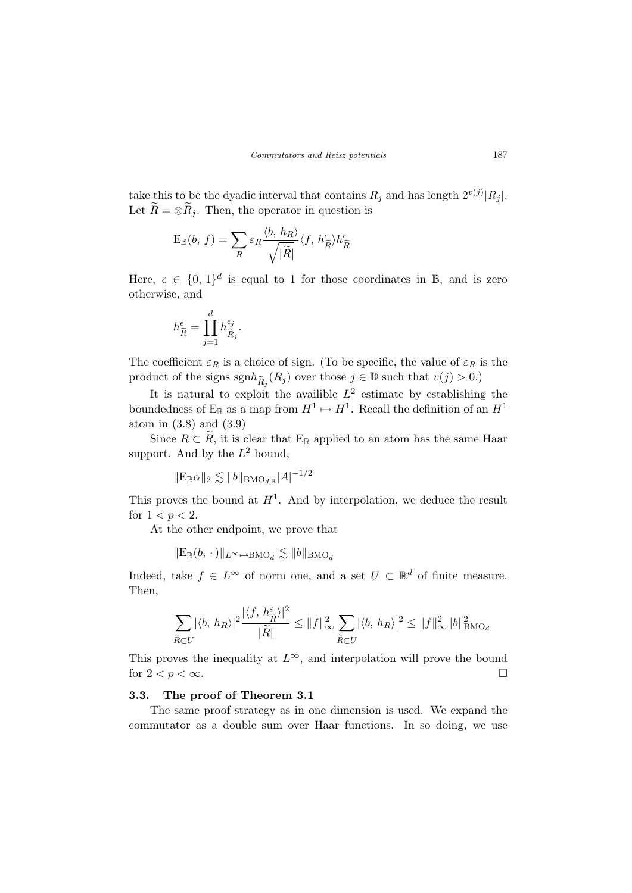take this to be the dyadic interval that contains $R_j$ and has length $2^{v(j)}|R_j|$. Let $\widetilde{R} = \otimes \widetilde{R}_j$. Then, the operator in question is

$$\mathrm{E}_{\mathbb{B}}(b,\, f) = \sum_{R} \varepsilon_R \frac{\langle b,\, h_R\rangle}{\sqrt{|\widetilde{R}|}} \langle f,\, h^{\epsilon}_{\widetilde{R}}\rangle h^{\epsilon}_{\widetilde{R}}$$

Here, $\epsilon \in \{0,\, 1\}^d$ is equal to 1 for those coordinates in $\mathbb{B}$, and is zero otherwise, and

$$h^{\epsilon}_{\widetilde{R}} = \prod_{j=1}^{d} h^{\epsilon_j}_{\widetilde{R}_j}.$$

The coefficient $\varepsilon_R$ is a choice of sign. (To be specific, the value of $\varepsilon_R$ is the product of the signs $\mathrm{sgn} h_{\widetilde{R}_j}(R_j)$ over those $j \in \mathbb{D}$ such that $v(j) > 0$.)

It is natural to exploit the availible $L^2$ estimate by establishing the boundedness of $\mathrm{E}_{\mathbb{B}}$ as a map from $H^1 \mapsto H^1$. Recall the definition of an $H^1$ atom in (3.8) and (3.9)

Since $R \subset \widetilde{R}$, it is clear that $\mathrm{E}_{\mathbb{B}}$ applied to an atom has the same Haar support. And by the $L^2$ bound,

$$\|\mathrm{E}_{\mathbb{B}}\alpha\|_2 \lesssim \|b\|_{\mathrm{BMO}_{d,\mathbb{B}}} |A|^{-1/2}$$

This proves the bound at $H^1$. And by interpolation, we deduce the result for $1 < p < 2$.

At the other endpoint, we prove that

$$\|\mathrm{E}_{\mathbb{B}}(b,\,\cdot\,)\|_{L^\infty \mapsto \mathrm{BMO}_d} \lesssim \|b\|_{\mathrm{BMO}_d}$$

Indeed, take $f \in L^\infty$ of norm one, and a set $U \subset \mathbb{R}^d$ of finite measure. Then,

$$\sum_{\widetilde{R} \subset U} |\langle b,\, h_R\rangle|^2 \frac{|\langle f,\, h^{\varepsilon}_{\widetilde{R}}\rangle|^2}{|\widetilde{R}|} \le \|f\|_\infty^2 \sum_{\widetilde{R} \subset U} |\langle b,\, h_R\rangle|^2 \le \|f\|_\infty^2 \|b\|^2_{\mathrm{BMO}_d}$$

This proves the inequality at $L^\infty$, and interpolation will prove the bound for $2 < p < \infty$. □

### 3.3. The proof of Theorem 3.1

The same proof strategy as in one dimension is used. We expand the commutator as a double sum over Haar functions. In so doing, we use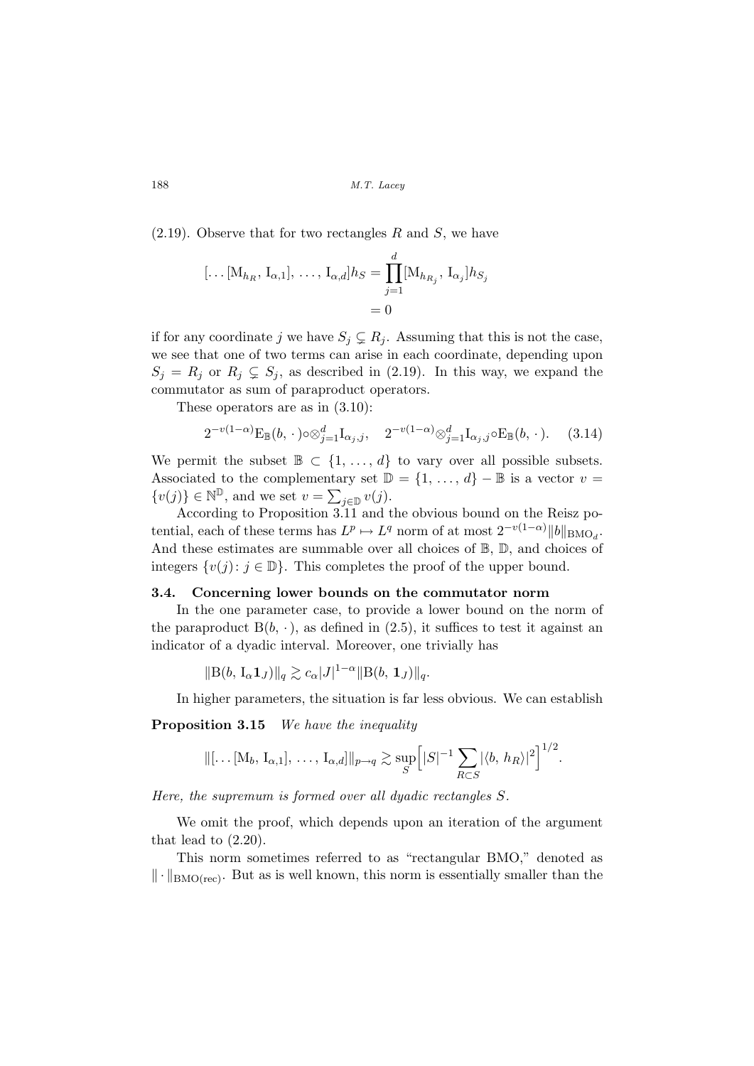(2.19). Observe that for two rectangles $R$ and $S$, we have

$$
\begin{aligned}
[\dots[\mathrm{M}_{h_R}, \mathrm{I}_{\alpha,1}], \dots, \mathrm{I}_{\alpha,d}]h_S &= \prod_{j=1}^{d} [\mathrm{M}_{h_{R_j}}, \mathrm{I}_{\alpha_j}]h_{S_j} \\
&= 0
\end{aligned}
$$

if for any coordinate $j$ we have $S_j \subsetneq R_j$. Assuming that this is not the case, we see that one of two terms can arise in each coordinate, depending upon $S_j = R_j$ or $R_j \subsetneq S_j$, as described in (2.19). In this way, we expand the commutator as sum of paraproduct operators.

These operators are as in (3.10):

$$
2^{-v(1-\alpha)} \mathrm{E}_{\mathbb{B}}(b, \cdot) \circ \otimes_{j=1}^{d} \mathrm{I}_{\alpha_j, j}, \quad 2^{-v(1-\alpha)} \otimes_{j=1}^{d} \mathrm{I}_{\alpha_j, j} \circ \mathrm{E}_{\mathbb{B}}(b, \cdot). \tag{3.14}
$$

We permit the subset $\mathbb{B} \subset \{1, \dots, d\}$ to vary over all possible subsets. Associated to the complementary set $\mathbb{D} = \{1, \dots, d\} - \mathbb{B}$ is a vector $v = \{v(j)\} \in \mathbb{N}^{\mathbb{D}}$, and we set $v = \sum_{j \in \mathbb{D}} v(j)$.

According to Proposition 3.11 and the obvious bound on the Reisz potential, each of these terms has $L^p \mapsto L^q$ norm of at most $2^{-v(1-\alpha)} \|b\|_{\mathrm{BMO}_d}$. And these estimates are summable over all choices of $\mathbb{B}$, $\mathbb{D}$, and choices of integers $\{v(j) \colon j \in \mathbb{D}\}$. This completes the proof of the upper bound.

### 3.4. Concerning lower bounds on the commutator norm

In the one parameter case, to provide a lower bound on the norm of the paraproduct $\mathrm{B}(b, \cdot)$, as defined in (2.5), it suffices to test it against an indicator of a dyadic interval. Moreover, one trivially has

$$
\|\mathrm{B}(b, \mathrm{I}_\alpha \mathbf{1}_J)\|_q \gtrsim c_\alpha |J|^{1-\alpha} \|\mathrm{B}(b, \mathbf{1}_J)\|_q.
$$

In higher parameters, the situation is far less obvious. We can establish

**Proposition 3.15** *We have the inequality*

$$
\|[\dots[\mathrm{M}_b, \mathrm{I}_{\alpha,1}], \dots, \mathrm{I}_{\alpha,d}]\|_{p \to q} \gtrsim \sup_S \Big[ |S|^{-1} \sum_{R \subset S} |\langle b, h_R \rangle|^2 \Big]^{1/2}.
$$

*Here, the supremum is formed over all dyadic rectangles $S$.*

We omit the proof, which depends upon an iteration of the argument that lead to (2.20).

This norm sometimes referred to as "rectangular BMO," denoted as $\|\cdot\|_{\mathrm{BMO(rec)}}$. But as is well known, this norm is essentially smaller than the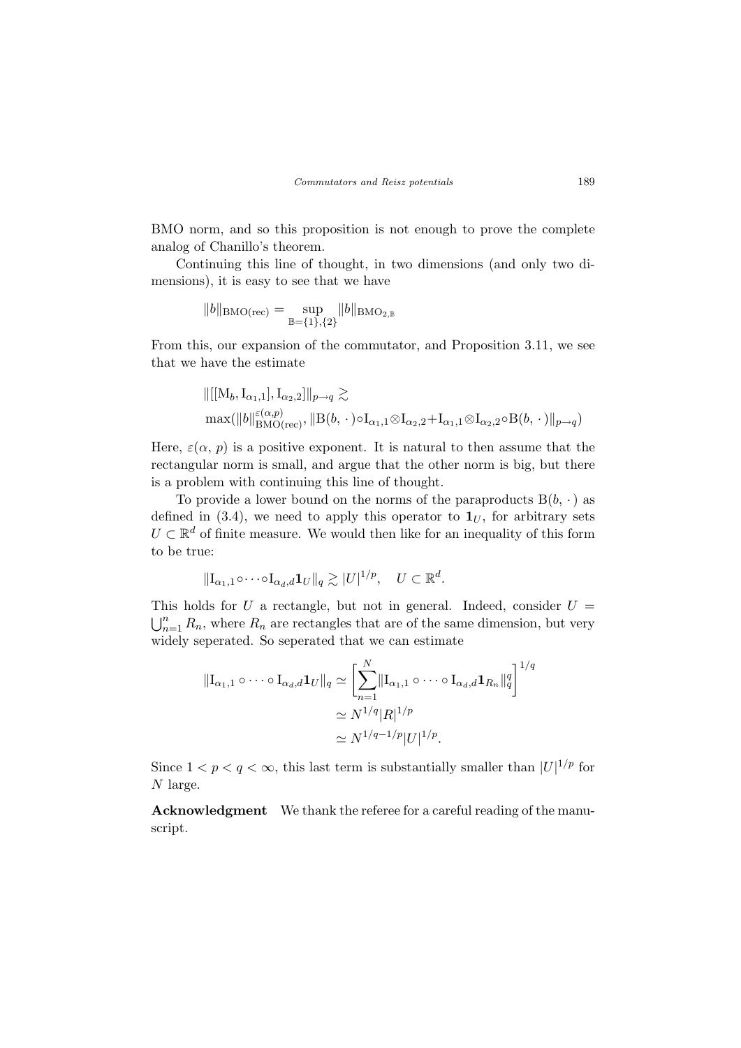BMO norm, and so this proposition is not enough to prove the complete analog of Chanillo's theorem.

Continuing this line of thought, in two dimensions (and only two dimensions), it is easy to see that we have

$$\|b\|_{\mathrm{BMO(rec)}} = \sup_{\mathbb{B}=\{1\},\{2\}} \|b\|_{\mathrm{BMO}_{2,\mathbb{B}}}$$

From this, our expansion of the commutator, and Proposition 3.11, we see that we have the estimate

$$\begin{aligned}
&\|[[\mathrm{M}_b, \mathrm{I}_{\alpha_1,1}], \mathrm{I}_{\alpha_2,2}]\|_{p\to q} \gtrsim \\
&\max(\|b\|_{\mathrm{BMO(rec)}}^{\varepsilon(\alpha,p)}, \|\mathrm{B}(b,\,\cdot\,)\circ \mathrm{I}_{\alpha_1,1}\otimes \mathrm{I}_{\alpha_2,2}+\mathrm{I}_{\alpha_1,1}\otimes \mathrm{I}_{\alpha_2,2}\circ \mathrm{B}(b,\,\cdot\,)\|_{p\to q})
\end{aligned}$$

Here, $\varepsilon(\alpha, p)$ is a positive exponent. It is natural to then assume that the rectangular norm is small, and argue that the other norm is big, but there is a problem with continuing this line of thought.

To provide a lower bound on the norms of the paraproducts $\mathrm{B}(b,\,\cdot\,)$ as defined in (3.4), we need to apply this operator to $\mathbf{1}_U$, for arbitrary sets $U \subset \mathbb{R}^d$ of finite measure. We would then like for an inequality of this form to be true:

$$\|\mathrm{I}_{\alpha_1,1}\circ\cdots\circ \mathrm{I}_{\alpha_d,d}\mathbf{1}_U\|_q \gtrsim |U|^{1/p}, \quad U \subset \mathbb{R}^d.$$

This holds for $U$ a rectangle, but not in general. Indeed, consider $U = \bigcup_{n=1}^n R_n$, where $R_n$ are rectangles that are of the same dimension, but very widely seperated. So seperated that we can estimate

$$\begin{aligned}
\|\mathrm{I}_{\alpha_1,1}\circ\cdots\circ \mathrm{I}_{\alpha_d,d}\mathbf{1}_U\|_q &\simeq \left[\sum_{n=1}^N \|\mathrm{I}_{\alpha_1,1}\circ\cdots\circ \mathrm{I}_{\alpha_d,d}\mathbf{1}_{R_n}\|_q^q\right]^{1/q} \\
&\simeq N^{1/q}|R|^{1/p} \\
&\simeq N^{1/q-1/p}|U|^{1/p}.
\end{aligned}$$

Since $1 < p < q < \infty$, this last term is substantially smaller than $|U|^{1/p}$ for $N$ large.

**Acknowledgment** We thank the referee for a careful reading of the manuscript.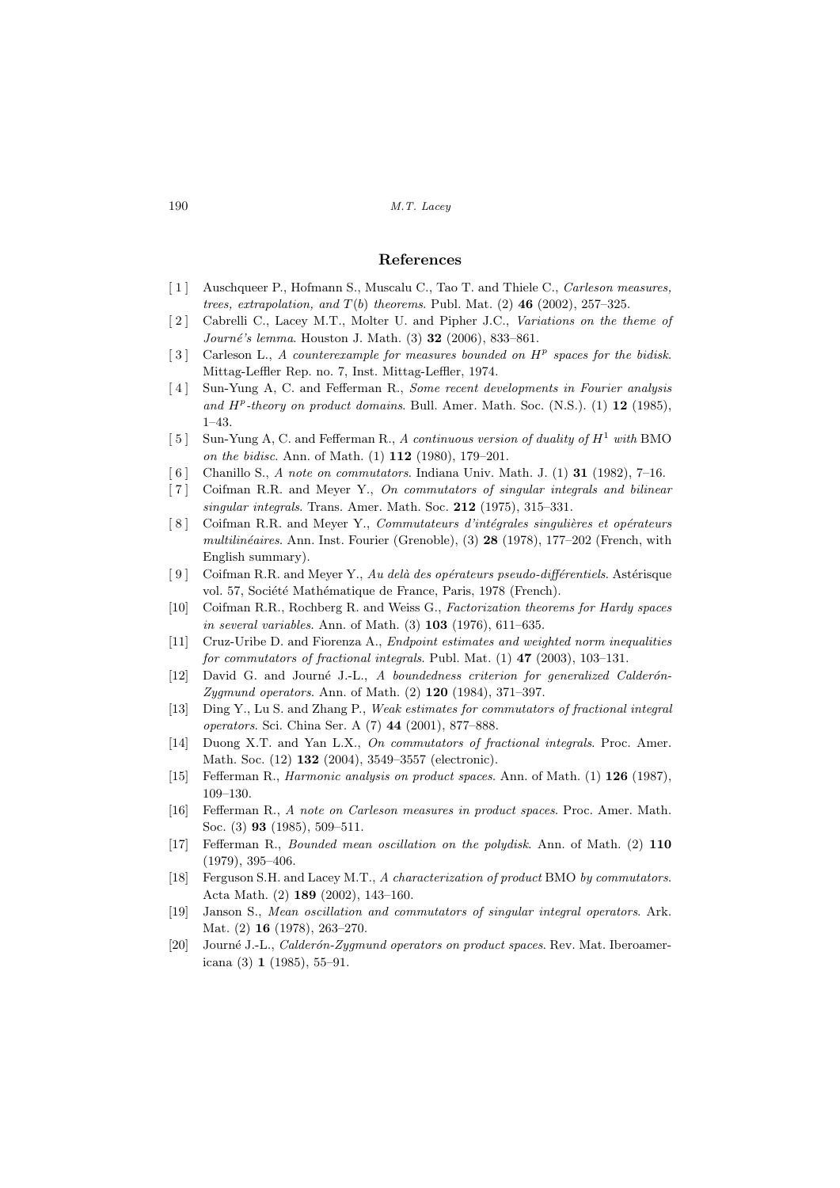## References

[1] Auschqueer P., Hofmann S., Muscalu C., Tao T. and Thiele C., *Carleson measures, trees, extrapolation, and $T(b)$ theorems*. Publ. Mat. (2) **46** (2002), 257–325.

[2] Cabrelli C., Lacey M.T., Molter U. and Pipher J.C., *Variations on the theme of Journé's lemma*. Houston J. Math. (3) **32** (2006), 833–861.

[3] Carleson L., *A counterexample for measures bounded on $H^p$ spaces for the bidisk*. Mittag-Leffler Rep. no. 7, Inst. Mittag-Leffler, 1974.

[4] Sun-Yung A, C. and Fefferman R., *Some recent developments in Fourier analysis and $H^p$-theory on product domains*. Bull. Amer. Math. Soc. (N.S.). (1) **12** (1985), 1–43.

[5] Sun-Yung A, C. and Fefferman R., *A continuous version of duality of $H^1$ with* BMO *on the bidisc*. Ann. of Math. (1) **112** (1980), 179–201.

[6] Chanillo S., *A note on commutators*. Indiana Univ. Math. J. (1) **31** (1982), 7–16.

[7] Coifman R.R. and Meyer Y., *On commutators of singular integrals and bilinear singular integrals*. Trans. Amer. Math. Soc. **212** (1975), 315–331.

[8] Coifman R.R. and Meyer Y., *Commutateurs d'intégrales singulières et opérateurs multilinéaires*. Ann. Inst. Fourier (Grenoble), (3) **28** (1978), 177–202 (French, with English summary).

[9] Coifman R.R. and Meyer Y., *Au delà des opérateurs pseudo-différentiels*. Astérisque vol. 57, Société Mathématique de France, Paris, 1978 (French).

[10] Coifman R.R., Rochberg R. and Weiss G., *Factorization theorems for Hardy spaces in several variables*. Ann. of Math. (3) **103** (1976), 611–635.

[11] Cruz-Uribe D. and Fiorenza A., *Endpoint estimates and weighted norm inequalities for commutators of fractional integrals*. Publ. Mat. (1) **47** (2003), 103–131.

[12] David G. and Journé J.-L., *A boundedness criterion for generalized Calderón-Zygmund operators*. Ann. of Math. (2) **120** (1984), 371–397.

[13] Ding Y., Lu S. and Zhang P., *Weak estimates for commutators of fractional integral operators*. Sci. China Ser. A (7) **44** (2001), 877–888.

[14] Duong X.T. and Yan L.X., *On commutators of fractional integrals*. Proc. Amer. Math. Soc. (12) **132** (2004), 3549–3557 (electronic).

[15] Fefferman R., *Harmonic analysis on product spaces*. Ann. of Math. (1) **126** (1987), 109–130.

[16] Fefferman R., *A note on Carleson measures in product spaces*. Proc. Amer. Math. Soc. (3) **93** (1985), 509–511.

[17] Fefferman R., *Bounded mean oscillation on the polydisk*. Ann. of Math. (2) **110** (1979), 395–406.

[18] Ferguson S.H. and Lacey M.T., *A characterization of product* BMO *by commutators*. Acta Math. (2) **189** (2002), 143–160.

[19] Janson S., *Mean oscillation and commutators of singular integral operators*. Ark. Mat. (2) **16** (1978), 263–270.

[20] Journé J.-L., *Calderón-Zygmund operators on product spaces*. Rev. Mat. Iberoamericana (3) **1** (1985), 55–91.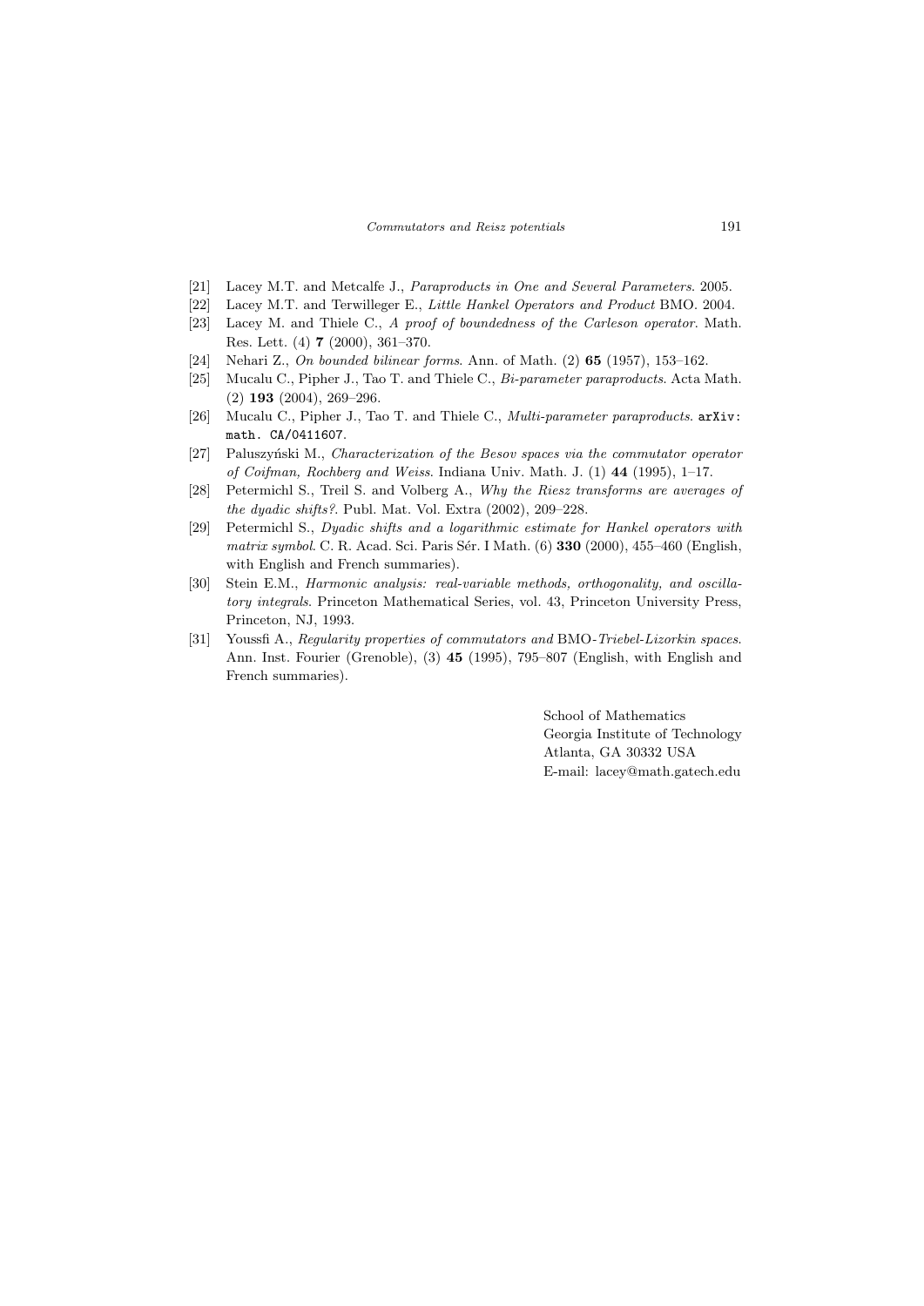[21] Lacey M.T. and Metcalfe J., *Paraproducts in One and Several Parameters*. 2005.

[22] Lacey M.T. and Terwilleger E., *Little Hankel Operators and Product* BMO. 2004.

[23] Lacey M. and Thiele C., *A proof of boundedness of the Carleson operator*. Math. Res. Lett. (4) **7** (2000), 361–370.

[24] Nehari Z., *On bounded bilinear forms*. Ann. of Math. (2) **65** (1957), 153–162.

[25] Mucalu C., Pipher J., Tao T. and Thiele C., *Bi-parameter paraproducts*. Acta Math. (2) **193** (2004), 269–296.

[26] Mucalu C., Pipher J., Tao T. and Thiele C., *Multi-parameter paraproducts*. `arXiv: math. CA/0411607`.

[27] Paluszyński M., *Characterization of the Besov spaces via the commutator operator of Coifman, Rochberg and Weiss*. Indiana Univ. Math. J. (1) **44** (1995), 1–17.

[28] Petermichl S., Treil S. and Volberg A., *Why the Riesz transforms are averages of the dyadic shifts?*. Publ. Mat. Vol. Extra (2002), 209–228.

[29] Petermichl S., *Dyadic shifts and a logarithmic estimate for Hankel operators with matrix symbol*. C. R. Acad. Sci. Paris Sér. I Math. (6) **330** (2000), 455–460 (English, with English and French summaries).

[30] Stein E.M., *Harmonic analysis: real-variable methods, orthogonality, and oscillatory integrals*. Princeton Mathematical Series, vol. 43, Princeton University Press, Princeton, NJ, 1993.

[31] Youssfi A., *Regularity properties of commutators and* BMO-*Triebel-Lizorkin spaces.* Ann. Inst. Fourier (Grenoble), (3) **45** (1995), 795–807 (English, with English and French summaries).

School of Mathematics
Georgia Institute of Technology
Atlanta, GA 30332 USA
E-mail: lacey@math.gatech.edu